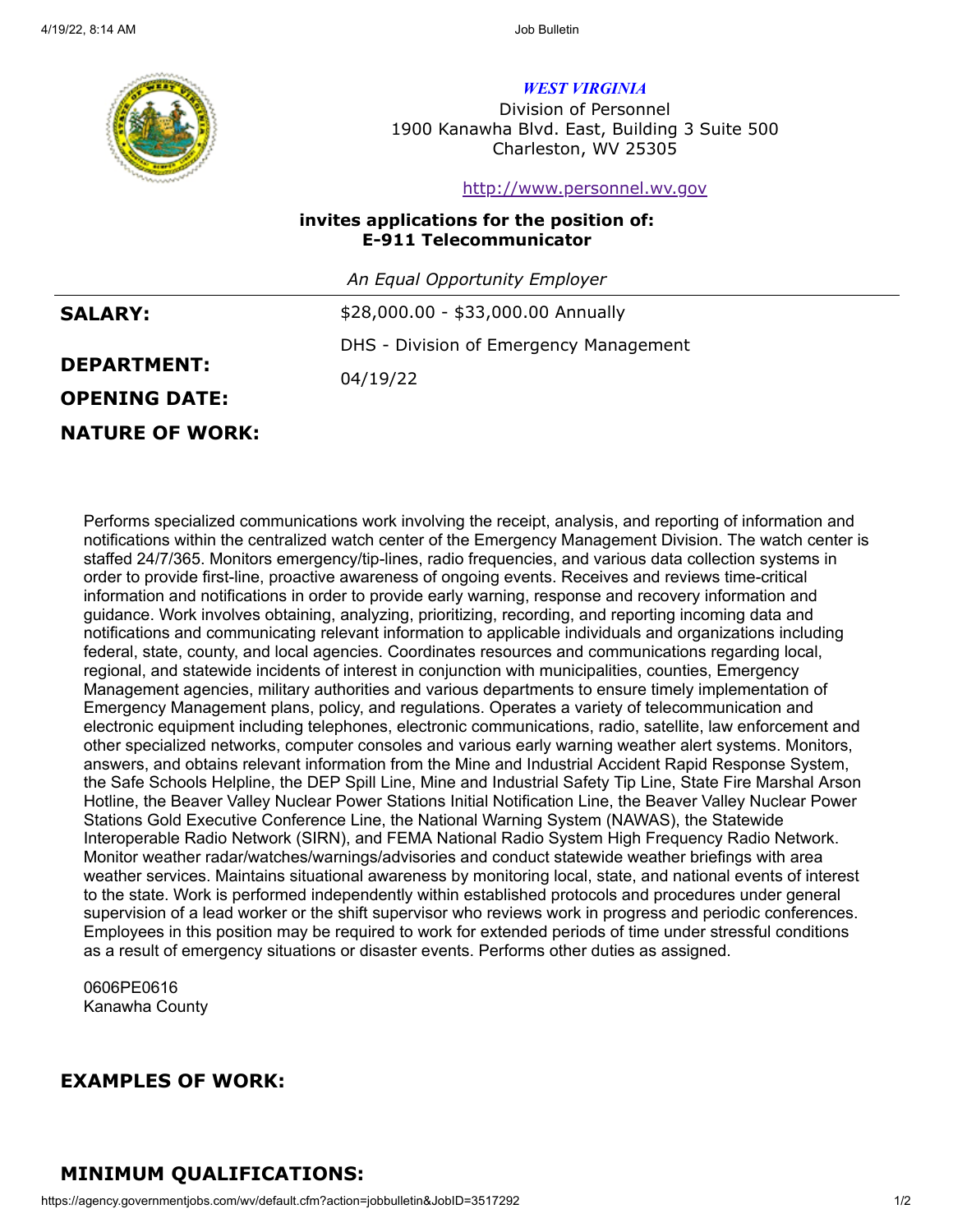**WEST VIRGINIA**
Division of Personnel
1900 Kanawha Blvd. East, Building 3 Suite 500
Charleston, WV 25305

http://www.personnel.wv.gov

**invites applications for the position of:**
**E-911 Telecommunicator**

*An Equal Opportunity Employer*

**SALARY:** $28,000.00 - $33,000.00 Annually

**DEPARTMENT:** DHS - Division of Emergency Management

**OPENING DATE:** 04/19/22

## NATURE OF WORK:

Performs specialized communications work involving the receipt, analysis, and reporting of information and notifications within the centralized watch center of the Emergency Management Division. The watch center is staffed 24/7/365. Monitors emergency/tip-lines, radio frequencies, and various data collection systems in order to provide first-line, proactive awareness of ongoing events. Receives and reviews time-critical information and notifications in order to provide early warning, response and recovery information and guidance. Work involves obtaining, analyzing, prioritizing, recording, and reporting incoming data and notifications and communicating relevant information to applicable individuals and organizations including federal, state, county, and local agencies. Coordinates resources and communications regarding local, regional, and statewide incidents of interest in conjunction with municipalities, counties, Emergency Management agencies, military authorities and various departments to ensure timely implementation of Emergency Management plans, policy, and regulations. Operates a variety of telecommunication and electronic equipment including telephones, electronic communications, radio, satellite, law enforcement and other specialized networks, computer consoles and various early warning weather alert systems. Monitors, answers, and obtains relevant information from the Mine and Industrial Accident Rapid Response System, the Safe Schools Helpline, the DEP Spill Line, Mine and Industrial Safety Tip Line, State Fire Marshal Arson Hotline, the Beaver Valley Nuclear Power Stations Initial Notification Line, the Beaver Valley Nuclear Power Stations Gold Executive Conference Line, the National Warning System (NAWAS), the Statewide Interoperable Radio Network (SIRN), and FEMA National Radio System High Frequency Radio Network. Monitor weather radar/watches/warnings/advisories and conduct statewide weather briefings with area weather services. Maintains situational awareness by monitoring local, state, and national events of interest to the state. Work is performed independently within established protocols and procedures under general supervision of a lead worker or the shift supervisor who reviews work in progress and periodic conferences. Employees in this position may be required to work for extended periods of time under stressful conditions as a result of emergency situations or disaster events. Performs other duties as assigned.

0606PE0616
Kanawha County

## EXAMPLES OF WORK:

## MINIMUM QUALIFICATIONS: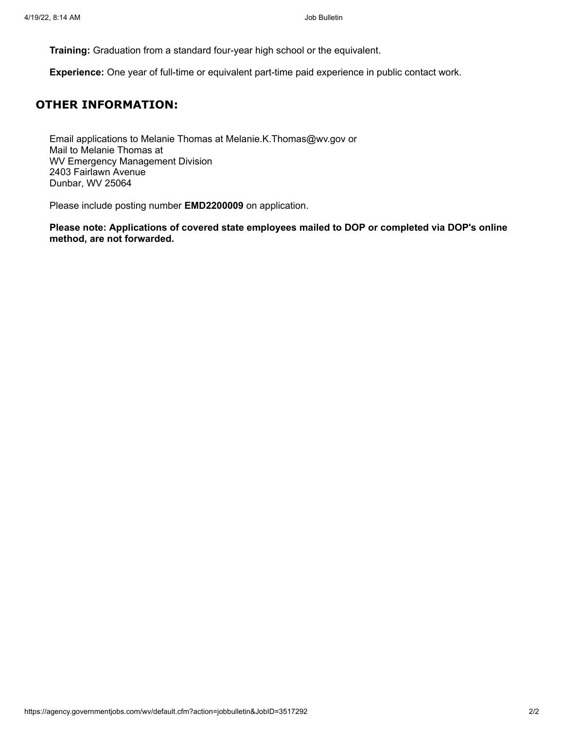**Training:** Graduation from a standard four-year high school or the equivalent.

**Experience:** One year of full-time or equivalent part-time paid experience in public contact work.

## OTHER INFORMATION:

Email applications to Melanie Thomas at Melanie.K.Thomas@wv.gov or
Mail to Melanie Thomas at
WV Emergency Management Division
2403 Fairlawn Avenue
Dunbar, WV 25064

Please include posting number **EMD2200009** on application.

**Please note: Applications of covered state employees mailed to DOP or completed via DOP's online method, are not forwarded.**